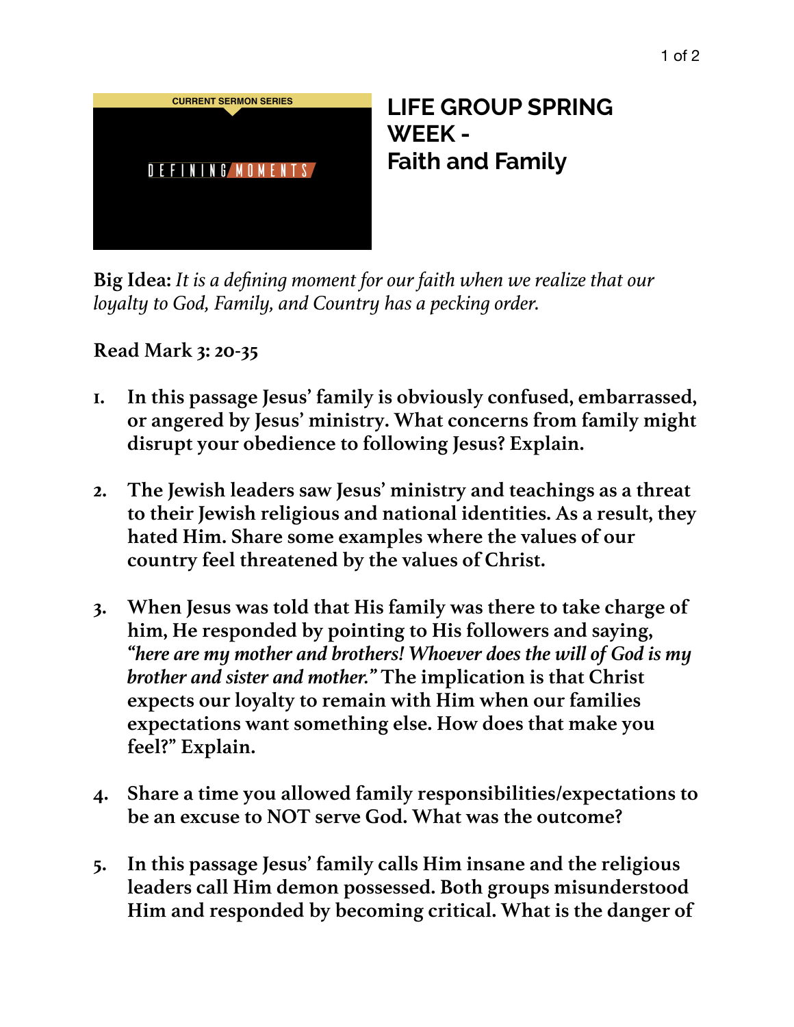CURRENT SERMON SERIES

DEFINING MOMENTS

# LIFE GROUP SPRING WEEK - Faith and Family

**Big Idea:** *It is a defining moment for our faith when we realize that our loyalty to God, Family, and Country has a pecking order.*

**Read Mark 3: 20-35**

1. **In this passage Jesus' family is obviously confused, embarrassed, or angered by Jesus' ministry. What concerns from family might disrupt your obedience to following Jesus? Explain.**

2. **The Jewish leaders saw Jesus' ministry and teachings as a threat to their Jewish religious and national identities. As a result, they hated Him. Share some examples where the values of our country feel threatened by the values of Christ.**

3. **When Jesus was told that His family was there to take charge of him, He responded by pointing to His followers and saying, *"here are my mother and brothers! Whoever does the will of God is my brother and sister and mother."* The implication is that Christ expects our loyalty to remain with Him when our families expectations want something else. How does that make you feel?" Explain.**

4. **Share a time you allowed family responsibilities/expectations to be an excuse to NOT serve God. What was the outcome?**

5. **In this passage Jesus' family calls Him insane and the religious leaders call Him demon possessed. Both groups misunderstood Him and responded by becoming critical. What is the danger of**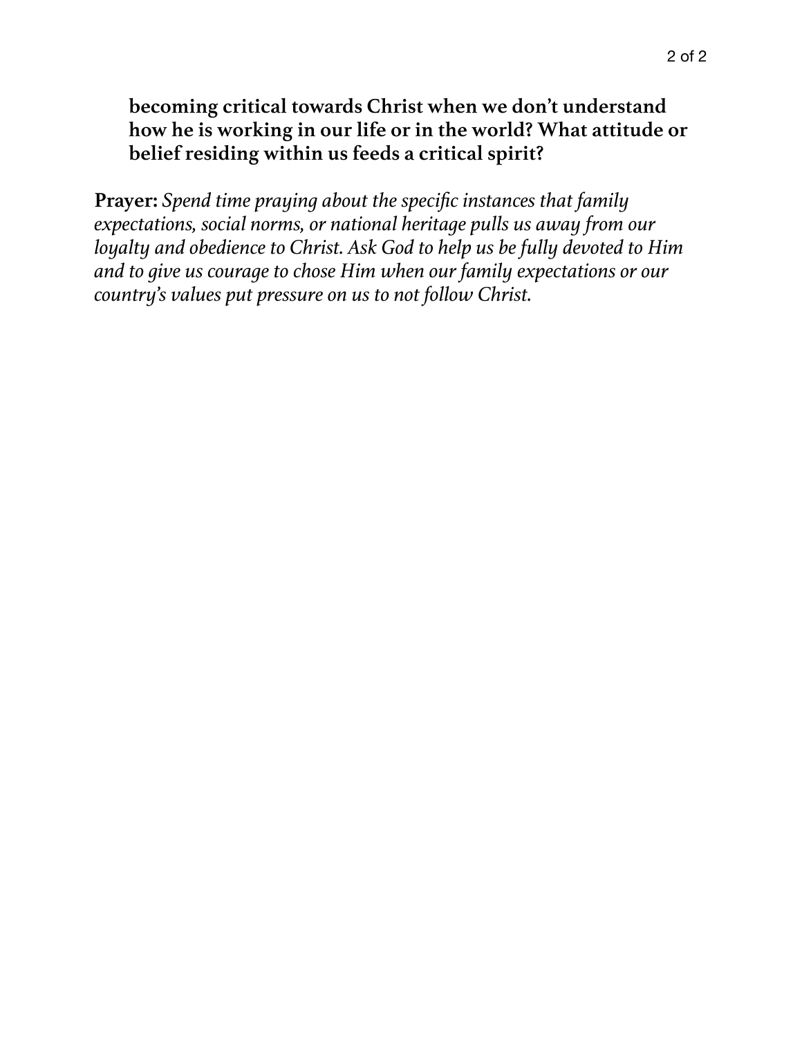**becoming critical towards Christ when we don't understand how he is working in our life or in the world? What attitude or belief residing within us feeds a critical spirit?**

**Prayer:** *Spend time praying about the specific instances that family expectations, social norms, or national heritage pulls us away from our loyalty and obedience to Christ. Ask God to help us be fully devoted to Him and to give us courage to chose Him when our family expectations or our country's values put pressure on us to not follow Christ.*